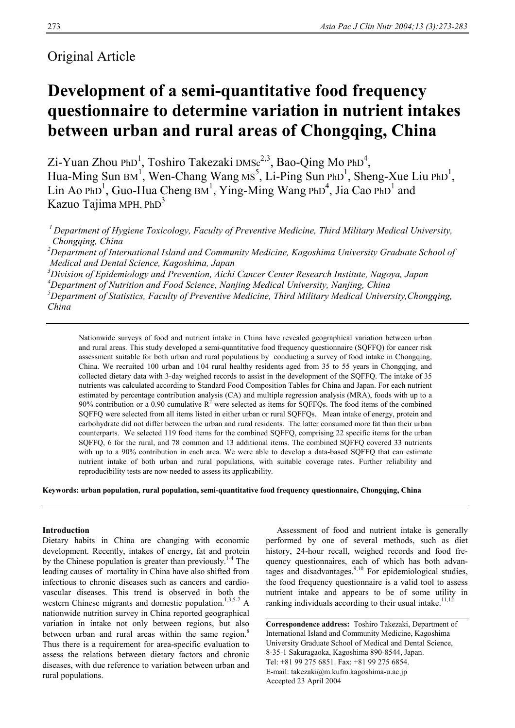Original Article

# Development of a semi-quantitative food frequency questionnaire to determine variation in nutrient intakes between urban and rural areas of Chongqing, China

Zi-Yuan Zhou PhD[1], Toshiro Takezaki DMSc[2,3], Bao-Qing Mo PhD[4], Hua-Ming Sun BM[1], Wen-Chang Wang MS[5], Li-Ping Sun PhD[1], Sheng-Xue Liu PhD[1], Lin Ao PhD[1], Guo-Hua Cheng BM[1], Ying-Ming Wang PhD[4], Jia Cao PhD[1] and Kazuo Tajima MPH, PhD[3]

*[1] Department of Hygiene Toxicology, Faculty of Preventive Medicine, Third Military Medical University, Chongqing, China*

*[2] Department of International Island and Community Medicine, Kagoshima University Graduate School of Medical and Dental Science, Kagoshima, Japan*

*[3] Division of Epidemiology and Prevention, Aichi Cancer Center Research Institute, Nagoya, Japan*

*[4] Department of Nutrition and Food Science, Nanjing Medical University, Nanjing, China*

*[5] Department of Statistics, Faculty of Preventive Medicine, Third Military Medical University, Chongqing, China*

Nationwide surveys of food and nutrient intake in China have revealed geographical variation between urban and rural areas. This study developed a semi-quantitative food frequency questionnaire (SQFFQ) for cancer risk assessment suitable for both urban and rural populations by conducting a survey of food intake in Chongqing, China. We recruited 100 urban and 104 rural healthy residents aged from 35 to 55 years in Chongqing, and collected dietary data with 3-day weighed records to assist in the development of the SQFFQ. The intake of 35 nutrients was calculated according to Standard Food Composition Tables for China and Japan. For each nutrient estimated by percentage contribution analysis (CA) and multiple regression analysis (MRA), foods with up to a 90% contribution or a 0.90 cumulative $R^2$ were selected as items for SQFFQs. The food items of the combined SQFFQ were selected from all items listed in either urban or rural SQFFQs. Mean intake of energy, protein and carbohydrate did not differ between the urban and rural residents. The latter consumed more fat than their urban counterparts. We selected 119 food items for the combined SQFFQ, comprising 22 specific items for the urban SQFFQ, 6 for the rural, and 78 common and 13 additional items. The combined SQFFQ covered 33 nutrients with up to a 90% contribution in each area. We were able to develop a data-based SQFFQ that can estimate nutrient intake of both urban and rural populations, with suitable coverage rates. Further reliability and reproducibility tests are now needed to assess its applicability.

**Keywords: urban population, rural population, semi-quantitative food frequency questionnaire, Chongqing, China**

## Introduction

Dietary habits in China are changing with economic development. Recently, intakes of energy, fat and protein by the Chinese population is greater than previously.[1-4] The leading causes of mortality in China have also shifted from infectious to chronic diseases such as cancers and cardiovascular diseases. This trend is observed in both the western Chinese migrants and domestic population.[1,3,5-7] A nationwide nutrition survey in China reported geographical variation in intake not only between regions, but also between urban and rural areas within the same region.[8] Thus there is a requirement for area-specific evaluation to assess the relations between dietary factors and chronic diseases, with due reference to variation between urban and rural populations.

Assessment of food and nutrient intake is generally performed by one of several methods, such as diet history, 24-hour recall, weighed records and food frequency questionnaires, each of which has both advantages and disadvantages.[9,10] For epidemiological studies, the food frequency questionnaire is a valid tool to assess nutrient intake and appears to be of some utility in ranking individuals according to their usual intake.[11,12]

**Correspondence address:** Toshiro Takezaki, Department of International Island and Community Medicine, Kagoshima University Graduate School of Medical and Dental Science, 8-35-1 Sakuragaoka, Kagoshima 890-8544, Japan.
Tel: +81 99 275 6851. Fax: +81 99 275 6854.
E-mail: takezaki@m.kufm.kagoshima-u.ac.jp
Accepted 23 April 2004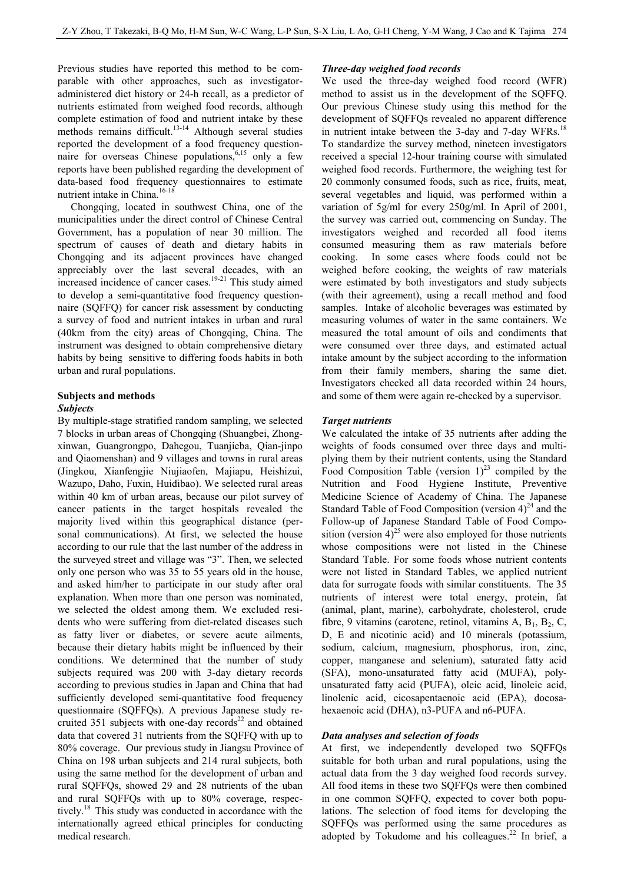Previous studies have reported this method to be comparable with other approaches, such as investigator-administered diet history or 24-h recall, as a predictor of nutrients estimated from weighed food records, although complete estimation of food and nutrient intake by these methods remains difficult.[13-14] Although several studies reported the development of a food frequency questionnaire for overseas Chinese populations,[6,15] only a few reports have been published regarding the development of data-based food frequency questionnaires to estimate nutrient intake in China.[16-18]

Chongqing, located in southwest China, one of the municipalities under the direct control of Chinese Central Government, has a population of near 30 million. The spectrum of causes of death and dietary habits in Chongqing and its adjacent provinces have changed appreciably over the last several decades, with an increased incidence of cancer cases.[19-21] This study aimed to develop a semi-quantitative food frequency questionnaire (SQFFQ) for cancer risk assessment by conducting a survey of food and nutrient intakes in urban and rural (40km from the city) areas of Chongqing, China. The instrument was designed to obtain comprehensive dietary habits by being sensitive to differing foods habits in both urban and rural populations.

## Subjects and methods

### *Subjects*

By multiple-stage stratified random sampling, we selected 7 blocks in urban areas of Chongqing (Shuangbei, Zhong-xinwan, Guangrongpo, Dahegou, Tuanjieba, Qian-jinpo and Qiaomenshan) and 9 villages and towns in rural areas (Jingkou, Xianfengjie Niujiaofen, Majiapu, Heishizui, Wazupo, Daho, Fuxin, Huidibao). We selected rural areas within 40 km of urban areas, because our pilot survey of cancer patients in the target hospitals revealed the majority lived within this geographical distance (personal communications). At first, we selected the house according to our rule that the last number of the address in the surveyed street and village was "3". Then, we selected only one person who was 35 to 55 years old in the house, and asked him/her to participate in our study after oral explanation. When more than one person was nominated, we selected the oldest among them. We excluded residents who were suffering from diet-related diseases such as fatty liver or diabetes, or severe acute ailments, because their dietary habits might be influenced by their conditions. We determined that the number of study subjects required was 200 with 3-day dietary records according to previous studies in Japan and China that had sufficiently developed semi-quantitative food frequency questionnaire (SQFFQs). A previous Japanese study recruited 351 subjects with one-day records[22] and obtained data that covered 31 nutrients from the SQFFQ with up to 80% coverage. Our previous study in Jiangsu Province of China on 198 urban subjects and 214 rural subjects, both using the same method for the development of urban and rural SQFFQs, showed 29 and 28 nutrients of the uban and rural SQFFQs with up to 80% coverage, respectively.[18] This study was conducted in accordance with the internationally agreed ethical principles for conducting medical research.

### *Three-day weighed food records*

We used the three-day weighed food record (WFR) method to assist us in the development of the SQFFQ. Our previous Chinese study using this method for the development of SQFFQs revealed no apparent difference in nutrient intake between the 3-day and 7-day WFRs.[18] To standardize the survey method, nineteen investigators received a special 12-hour training course with simulated weighed food records. Furthermore, the weighing test for 20 commonly consumed foods, such as rice, fruits, meat, several vegetables and liquid, was performed within a variation of 5g/ml for every 250g/ml. In April of 2001, the survey was carried out, commencing on Sunday. The investigators weighed and recorded all food items consumed measuring them as raw materials before cooking. In some cases where foods could not be weighed before cooking, the weights of raw materials were estimated by both investigators and study subjects (with their agreement), using a recall method and food samples. Intake of alcoholic beverages was estimated by measuring volumes of water in the same containers. We measured the total amount of oils and condiments that were consumed over three days, and estimated actual intake amount by the subject according to the information from their family members, sharing the same diet. Investigators checked all data recorded within 24 hours, and some of them were again re-checked by a supervisor.

### *Target nutrients*

We calculated the intake of 35 nutrients after adding the weights of foods consumed over three days and multiplying them by their nutrient contents, using the Standard Food Composition Table (version 1)[23] compiled by the Nutrition and Food Hygiene Institute, Preventive Medicine Science of Academy of China. The Japanese Standard Table of Food Composition (version 4)[24] and the Follow-up of Japanese Standard Table of Food Composition (version 4)[25] were also employed for those nutrients whose compositions were not listed in the Chinese Standard Table. For some foods whose nutrient contents were not listed in Standard Tables, we applied nutrient data for surrogate foods with similar constituents. The 35 nutrients of interest were total energy, protein, fat (animal, plant, marine), carbohydrate, cholesterol, crude fibre, 9 vitamins (carotene, retinol, vitamins A, $B_1$, $B_2$, C, D, E and nicotinic acid) and 10 minerals (potassium, sodium, calcium, magnesium, phosphorus, iron, zinc, copper, manganese and selenium), saturated fatty acid (SFA), mono-unsaturated fatty acid (MUFA), poly-unsaturated fatty acid (PUFA), oleic acid, linoleic acid, linolenic acid, eicosapentaenoic acid (EPA), docosa-hexaenoic acid (DHA), n3-PUFA and n6-PUFA.

### *Data analyses and selection of foods*

At first, we independently developed two SQFFQs suitable for both urban and rural populations, using the actual data from the 3 day weighed food records survey. All food items in these two SQFFQs were then combined in one common SQFFQ, expected to cover both populations. The selection of food items for developing the SQFFQs was performed using the same procedures as adopted by Tokudome and his colleagues.[22] In brief, a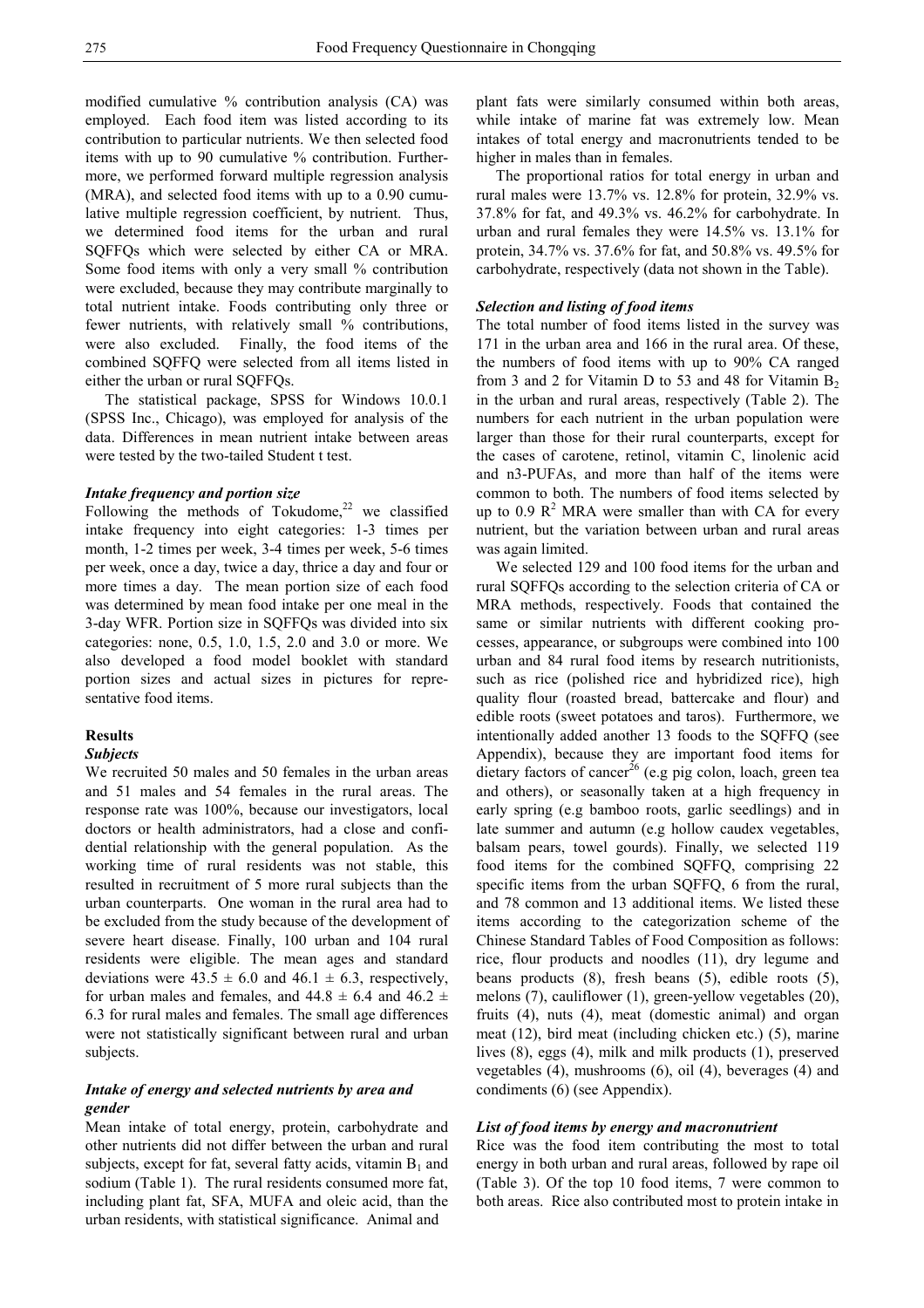modified cumulative % contribution analysis (CA) was employed. Each food item was listed according to its contribution to particular nutrients. We then selected food items with up to 90 cumulative % contribution. Furthermore, we performed forward multiple regression analysis (MRA), and selected food items with up to a 0.90 cumulative multiple regression coefficient, by nutrient. Thus, we determined food items for the urban and rural SQFFQs which were selected by either CA or MRA. Some food items with only a very small % contribution were excluded, because they may contribute marginally to total nutrient intake. Foods contributing only three or fewer nutrients, with relatively small % contributions, were also excluded. Finally, the food items of the combined SQFFQ were selected from all items listed in either the urban or rural SQFFQs.

The statistical package, SPSS for Windows 10.0.1 (SPSS Inc., Chicago), was employed for analysis of the data. Differences in mean nutrient intake between areas were tested by the two-tailed Student t test.

### *Intake frequency and portion size*

Following the methods of Tokudome,[22] we classified intake frequency into eight categories: 1-3 times per month, 1-2 times per week, 3-4 times per week, 5-6 times per week, once a day, twice a day, thrice a day and four or more times a day. The mean portion size of each food was determined by mean food intake per one meal in the 3-day WFR. Portion size in SQFFQs was divided into six categories: none, 0.5, 1.0, 1.5, 2.0 and 3.0 or more. We also developed a food model booklet with standard portion sizes and actual sizes in pictures for representative food items.

## Results

### *Subjects*

We recruited 50 males and 50 females in the urban areas and 51 males and 54 females in the rural areas. The response rate was 100%, because our investigators, local doctors or health administrators, had a close and confidential relationship with the general population. As the working time of rural residents was not stable, this resulted in recruitment of 5 more rural subjects than the urban counterparts. One woman in the rural area had to be excluded from the study because of the development of severe heart disease. Finally, 100 urban and 104 rural residents were eligible. The mean ages and standard deviations were $43.5 \pm 6.0$ and $46.1 \pm 6.3$, respectively, for urban males and females, and $44.8 \pm 6.4$ and $46.2 \pm 6.3$ for rural males and females. The small age differences were not statistically significant between rural and urban subjects.

### *Intake of energy and selected nutrients by area and gender*

Mean intake of total energy, protein, carbohydrate and other nutrients did not differ between the urban and rural subjects, except for fat, several fatty acids, vitamin $B_1$ and sodium (Table 1). The rural residents consumed more fat, including plant fat, SFA, MUFA and oleic acid, than the urban residents, with statistical significance. Animal and plant fats were similarly consumed within both areas, while intake of marine fat was extremely low. Mean intakes of total energy and macronutrients tended to be higher in males than in females.

The proportional ratios for total energy in urban and rural males were 13.7% vs. 12.8% for protein, 32.9% vs. 37.8% for fat, and 49.3% vs. 46.2% for carbohydrate. In urban and rural females they were 14.5% vs. 13.1% for protein, 34.7% vs. 37.6% for fat, and 50.8% vs. 49.5% for carbohydrate, respectively (data not shown in the Table).

### *Selection and listing of food items*

The total number of food items listed in the survey was 171 in the urban area and 166 in the rural area. Of these, the numbers of food items with up to 90% CA ranged from 3 and 2 for Vitamin D to 53 and 48 for Vitamin $B_2$ in the urban and rural areas, respectively (Table 2). The numbers for each nutrient in the urban population were larger than those for their rural counterparts, except for the cases of carotene, retinol, vitamin C, linolenic acid and n3-PUFAs, and more than half of the items were common to both. The numbers of food items selected by up to 0.9 $R^2$ MRA were smaller than with CA for every nutrient, but the variation between urban and rural areas was again limited.

We selected 129 and 100 food items for the urban and rural SQFFQs according to the selection criteria of CA or MRA methods, respectively. Foods that contained the same or similar nutrients with different cooking processes, appearance, or subgroups were combined into 100 urban and 84 rural food items by research nutritionists, such as rice (polished rice and hybridized rice), high quality flour (roasted bread, battercake and flour) and edible roots (sweet potatoes and taros). Furthermore, we intentionally added another 13 foods to the SQFFQ (see Appendix), because they are important food items for dietary factors of cancer[26] (e.g pig colon, loach, green tea and others), or seasonally taken at a high frequency in early spring (e.g bamboo roots, garlic seedlings) and in late summer and autumn (e.g hollow caudex vegetables, balsam pears, towel gourds). Finally, we selected 119 food items for the combined SQFFQ, comprising 22 specific items from the urban SQFFQ, 6 from the rural, and 78 common and 13 additional items. We listed these items according to the categorization scheme of the Chinese Standard Tables of Food Composition as follows: rice, flour products and noodles (11), dry legume and beans products (8), fresh beans (5), edible roots (5), melons (7), cauliflower (1), green-yellow vegetables (20), fruits (4), nuts (4), meat (domestic animal) and organ meat (12), bird meat (including chicken etc.) (5), marine lives (8), eggs (4), milk and milk products (1), preserved vegetables (4), mushrooms (6), oil (4), beverages (4) and condiments (6) (see Appendix).

### *List of food items by energy and macronutrient*

Rice was the food item contributing the most to total energy in both urban and rural areas, followed by rape oil (Table 3). Of the top 10 food items, 7 were common to both areas. Rice also contributed most to protein intake in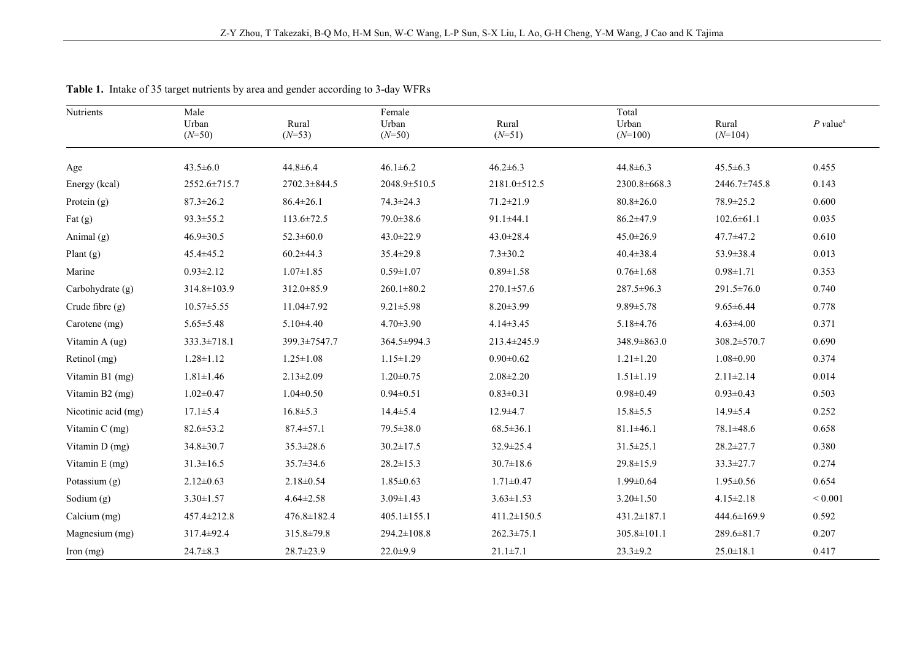**Table 1.** Intake of 35 target nutrients by area and gender according to 3-day WFRs

| Nutrients | Male | | Female | | Total | | $P$ value[a] |
|---|---|---|---|---|---|---|---|
| | Urban ($N$=50) | Rural ($N$=53) | Urban ($N$=50) | Rural ($N$=51) | Urban ($N$=100) | Rural ($N$=104) | |
| Age | 43.5±6.0 | 44.8±6.4 | 46.1±6.2 | 46.2±6.3 | 44.8±6.3 | 45.5±6.3 | 0.455 |
| Energy (kcal) | 2552.6±715.7 | 2702.3±844.5 | 2048.9±510.5 | 2181.0±512.5 | 2300.8±668.3 | 2446.7±745.8 | 0.143 |
| Protein (g) | 87.3±26.2 | 86.4±26.1 | 74.3±24.3 | 71.2±21.9 | 80.8±26.0 | 78.9±25.2 | 0.600 |
| Fat (g) | 93.3±55.2 | 113.6±72.5 | 79.0±38.6 | 91.1±44.1 | 86.2±47.9 | 102.6±61.1 | 0.035 |
| Animal (g) | 46.9±30.5 | 52.3±60.0 | 43.0±22.9 | 43.0±28.4 | 45.0±26.9 | 47.7±47.2 | 0.610 |
| Plant (g) | 45.4±45.2 | 60.2±44.3 | 35.4±29.8 | 7.3±30.2 | 40.4±38.4 | 53.9±38.4 | 0.013 |
| Marine | 0.93±2.12 | 1.07±1.85 | 0.59±1.07 | 0.89±1.58 | 0.76±1.68 | 0.98±1.71 | 0.353 |
| Carbohydrate (g) | 314.8±103.9 | 312.0±85.9 | 260.1±80.2 | 270.1±57.6 | 287.5±96.3 | 291.5±76.0 | 0.740 |
| Crude fibre (g) | 10.57±5.55 | 11.04±7.92 | 9.21±5.98 | 8.20±3.99 | 9.89±5.78 | 9.65±6.44 | 0.778 |
| Carotene (mg) | 5.65±5.48 | 5.10±4.40 | 4.70±3.90 | 4.14±3.45 | 5.18±4.76 | 4.63±4.00 | 0.371 |
| Vitamin A (ug) | 333.3±718.1 | 399.3±7547.7 | 364.5±994.3 | 213.4±245.9 | 348.9±863.0 | 308.2±570.7 | 0.690 |
| Retinol (mg) | 1.28±1.12 | 1.25±1.08 | 1.15±1.29 | 0.90±0.62 | 1.21±1.20 | 1.08±0.90 | 0.374 |
| Vitamin B1 (mg) | 1.81±1.46 | 2.13±2.09 | 1.20±0.75 | 2.08±2.20 | 1.51±1.19 | 2.11±2.14 | 0.014 |
| Vitamin B2 (mg) | 1.02±0.47 | 1.04±0.50 | 0.94±0.51 | 0.83±0.31 | 0.98±0.49 | 0.93±0.43 | 0.503 |
| Nicotinic acid (mg) | 17.1±5.4 | 16.8±5.3 | 14.4±5.4 | 12.9±4.7 | 15.8±5.5 | 14.9±5.4 | 0.252 |
| Vitamin C (mg) | 82.6±53.2 | 87.4±57.1 | 79.5±38.0 | 68.5±36.1 | 81.1±46.1 | 78.1±48.6 | 0.658 |
| Vitamin D (mg) | 34.8±30.7 | 35.3±28.6 | 30.2±17.5 | 32.9±25.4 | 31.5±25.1 | 28.2±27.7 | 0.380 |
| Vitamin E (mg) | 31.3±16.5 | 35.7±34.6 | 28.2±15.3 | 30.7±18.6 | 29.8±15.9 | 33.3±27.7 | 0.274 |
| Potassium (g) | 2.12±0.63 | 2.18±0.54 | 1.85±0.63 | 1.71±0.47 | 1.99±0.64 | 1.95±0.56 | 0.654 |
| Sodium (g) | 3.30±1.57 | 4.64±2.58 | 3.09±1.43 | 3.63±1.53 | 3.20±1.50 | 4.15±2.18 | < 0.001 |
| Calcium (mg) | 457.4±212.8 | 476.8±182.4 | 405.1±155.1 | 411.2±150.5 | 431.2±187.1 | 444.6±169.9 | 0.592 |
| Magnesium (mg) | 317.4±92.4 | 315.8±79.8 | 294.2±108.8 | 262.3±75.1 | 305.8±101.1 | 289.6±81.7 | 0.207 |
| Iron (mg) | 24.7±8.3 | 28.7±23.9 | 22.0±9.9 | 21.1±7.1 | 23.3±9.2 | 25.0±18.1 | 0.417 |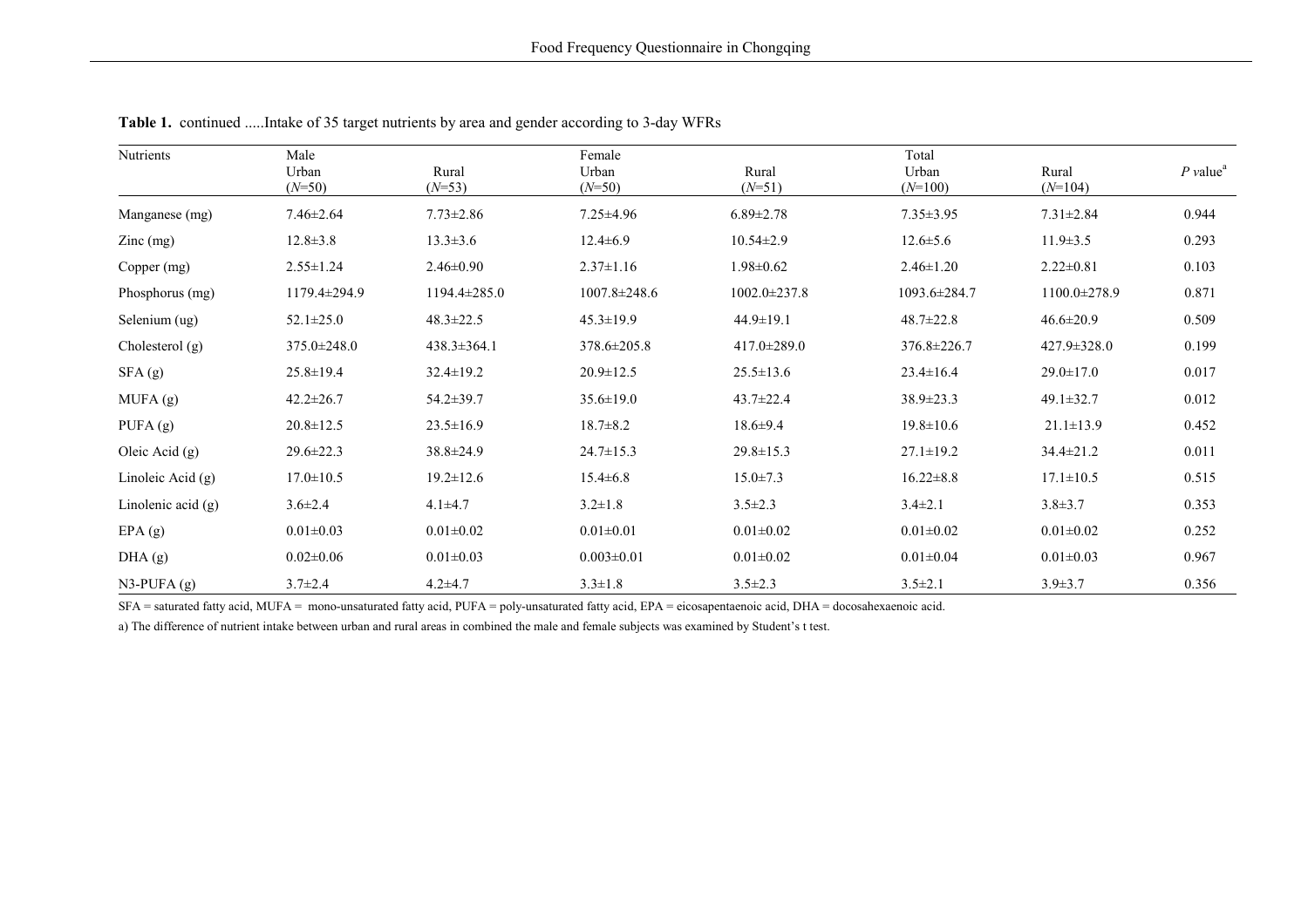**Table 1.** continued .....Intake of 35 target nutrients by area and gender according to 3-day WFRs

| Nutrients | Male | | Female | | Total | | |
|---|---|---|---|---|---|---|---|
| | Urban (*N*=50) | Rural (*N*=53) | Urban (*N*=50) | Rural (*N*=51) | Urban (*N*=100) | Rural (*N*=104) | *P* value[a] |
| Manganese (mg) | 7.46±2.64 | 7.73±2.86 | 7.25±4.96 | 6.89±2.78 | 7.35±3.95 | 7.31±2.84 | 0.944 |
| Zinc (mg) | 12.8±3.8 | 13.3±3.6 | 12.4±6.9 | 10.54±2.9 | 12.6±5.6 | 11.9±3.5 | 0.293 |
| Copper (mg) | 2.55±1.24 | 2.46±0.90 | 2.37±1.16 | 1.98±0.62 | 2.46±1.20 | 2.22±0.81 | 0.103 |
| Phosphorus (mg) | 1179.4±294.9 | 1194.4±285.0 | 1007.8±248.6 | 1002.0±237.8 | 1093.6±284.7 | 1100.0±278.9 | 0.871 |
| Selenium (ug) | 52.1±25.0 | 48.3±22.5 | 45.3±19.9 | 44.9±19.1 | 48.7±22.8 | 46.6±20.9 | 0.509 |
| Cholesterol (g) | 375.0±248.0 | 438.3±364.1 | 378.6±205.8 | 417.0±289.0 | 376.8±226.7 | 427.9±328.0 | 0.199 |
| SFA (g) | 25.8±19.4 | 32.4±19.2 | 20.9±12.5 | 25.5±13.6 | 23.4±16.4 | 29.0±17.0 | 0.017 |
| MUFA (g) | 42.2±26.7 | 54.2±39.7 | 35.6±19.0 | 43.7±22.4 | 38.9±23.3 | 49.1±32.7 | 0.012 |
| PUFA (g) | 20.8±12.5 | 23.5±16.9 | 18.7±8.2 | 18.6±9.4 | 19.8±10.6 | 21.1±13.9 | 0.452 |
| Oleic Acid (g) | 29.6±22.3 | 38.8±24.9 | 24.7±15.3 | 29.8±15.3 | 27.1±19.2 | 34.4±21.2 | 0.011 |
| Linoleic Acid (g) | 17.0±10.5 | 19.2±12.6 | 15.4±6.8 | 15.0±7.3 | 16.22±8.8 | 17.1±10.5 | 0.515 |
| Linolenic acid (g) | 3.6±2.4 | 4.1±4.7 | 3.2±1.8 | 3.5±2.3 | 3.4±2.1 | 3.8±3.7 | 0.353 |
| EPA (g) | 0.01±0.03 | 0.01±0.02 | 0.01±0.01 | 0.01±0.02 | 0.01±0.02 | 0.01±0.02 | 0.252 |
| DHA (g) | 0.02±0.06 | 0.01±0.03 | 0.003±0.01 | 0.01±0.02 | 0.01±0.04 | 0.01±0.03 | 0.967 |
| N3-PUFA (g) | 3.7±2.4 | 4.2±4.7 | 3.3±1.8 | 3.5±2.3 | 3.5±2.1 | 3.9±3.7 | 0.356 |

SFA = saturated fatty acid, MUFA = mono-unsaturated fatty acid, PUFA = poly-unsaturated fatty acid, EPA = eicosapentaenoic acid, DHA = docosahexaenoic acid.

a) The difference of nutrient intake between urban and rural areas in combined the male and female subjects was examined by Student's t test.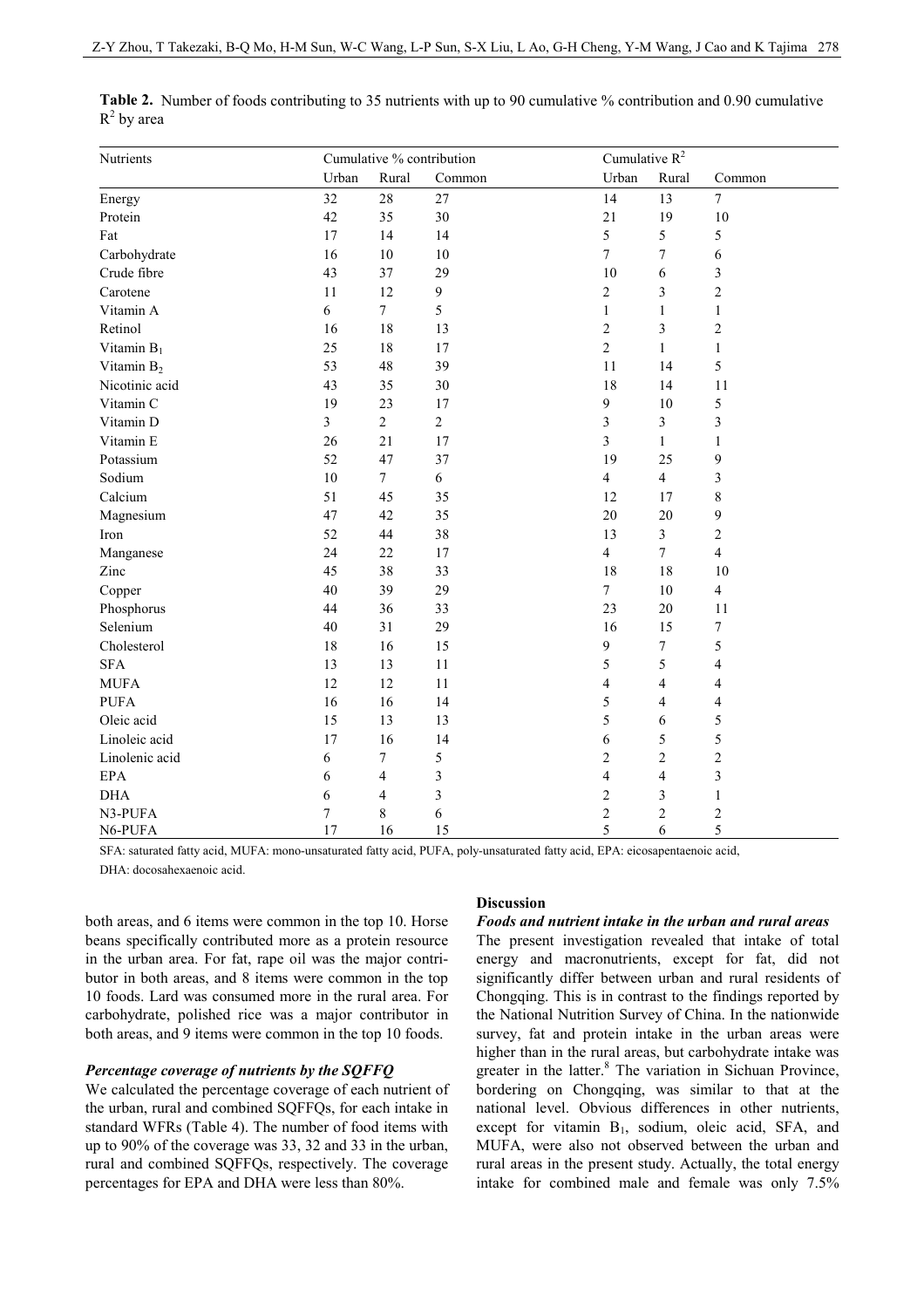**Table 2.** Number of foods contributing to 35 nutrients with up to 90 cumulative % contribution and 0.90 cumulative $R^2$ by area

| Nutrients | Cumulative % contribution | | | Cumulative $R^2$ | | |
|---|---|---|---|---|---|---|
| | Urban | Rural | Common | Urban | Rural | Common |
| Energy | 32 | 28 | 27 | 14 | 13 | 7 |
| Protein | 42 | 35 | 30 | 21 | 19 | 10 |
| Fat | 17 | 14 | 14 | 5 | 5 | 5 |
| Carbohydrate | 16 | 10 | 10 | 7 | 7 | 6 |
| Crude fibre | 43 | 37 | 29 | 10 | 6 | 3 |
| Carotene | 11 | 12 | 9 | 2 | 3 | 2 |
| Vitamin A | 6 | 7 | 5 | 1 | 1 | 1 |
| Retinol | 16 | 18 | 13 | 2 | 3 | 2 |
| Vitamin $B_1$ | 25 | 18 | 17 | 2 | 1 | 1 |
| Vitamin $B_2$ | 53 | 48 | 39 | 11 | 14 | 5 |
| Nicotinic acid | 43 | 35 | 30 | 18 | 14 | 11 |
| Vitamin C | 19 | 23 | 17 | 9 | 10 | 5 |
| Vitamin D | 3 | 2 | 2 | 3 | 3 | 3 |
| Vitamin E | 26 | 21 | 17 | 3 | 1 | 1 |
| Potassium | 52 | 47 | 37 | 19 | 25 | 9 |
| Sodium | 10 | 7 | 6 | 4 | 4 | 3 |
| Calcium | 51 | 45 | 35 | 12 | 17 | 8 |
| Magnesium | 47 | 42 | 35 | 20 | 20 | 9 |
| Iron | 52 | 44 | 38 | 13 | 3 | 2 |
| Manganese | 24 | 22 | 17 | 4 | 7 | 4 |
| Zinc | 45 | 38 | 33 | 18 | 18 | 10 |
| Copper | 40 | 39 | 29 | 7 | 10 | 4 |
| Phosphorus | 44 | 36 | 33 | 23 | 20 | 11 |
| Selenium | 40 | 31 | 29 | 16 | 15 | 7 |
| Cholesterol | 18 | 16 | 15 | 9 | 7 | 5 |
| SFA | 13 | 13 | 11 | 5 | 5 | 4 |
| MUFA | 12 | 12 | 11 | 4 | 4 | 4 |
| PUFA | 16 | 16 | 14 | 5 | 4 | 4 |
| Oleic acid | 15 | 13 | 13 | 5 | 6 | 5 |
| Linoleic acid | 17 | 16 | 14 | 6 | 5 | 5 |
| Linolenic acid | 6 | 7 | 5 | 2 | 2 | 2 |
| EPA | 6 | 4 | 3 | 4 | 4 | 3 |
| DHA | 6 | 4 | 3 | 2 | 3 | 1 |
| N3-PUFA | 7 | 8 | 6 | 2 | 2 | 2 |
| N6-PUFA | 17 | 16 | 15 | 5 | 6 | 5 |

SFA: saturated fatty acid, MUFA: mono-unsaturated fatty acid, PUFA, poly-unsaturated fatty acid, EPA: eicosapentaenoic acid, DHA: docosahexaenoic acid.

both areas, and 6 items were common in the top 10. Horse beans specifically contributed more as a protein resource in the urban area. For fat, rape oil was the major contributor in both areas, and 8 items were common in the top 10 foods. Lard was consumed more in the rural area. For carbohydrate, polished rice was a major contributor in both areas, and 9 items were common in the top 10 foods.

### *Percentage coverage of nutrients by the SQFFQ*

We calculated the percentage coverage of each nutrient of the urban, rural and combined SQFFQs, for each intake in standard WFRs (Table 4). The number of food items with up to 90% of the coverage was 33, 32 and 33 in the urban, rural and combined SQFFQs, respectively. The coverage percentages for EPA and DHA were less than 80%.

## Discussion

### *Foods and nutrient intake in the urban and rural areas*

The present investigation revealed that intake of total energy and macronutrients, except for fat, did not significantly differ between urban and rural residents of Chongqing. This is in contrast to the findings reported by the National Nutrition Survey of China. In the nationwide survey, fat and protein intake in the urban areas were higher than in the rural areas, but carbohydrate intake was greater in the latter.[8] The variation in Sichuan Province, bordering on Chongqing, was similar to that at the national level. Obvious differences in other nutrients, except for vitamin $B_1$, sodium, oleic acid, SFA, and MUFA, were also not observed between the urban and rural areas in the present study. Actually, the total energy intake for combined male and female was only 7.5%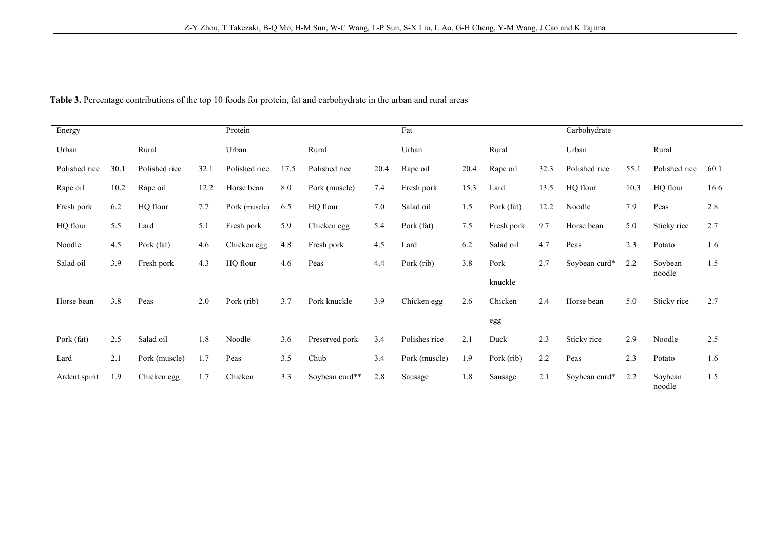**Table 3.** Percentage contributions of the top 10 foods for protein, fat and carbohydrate in the urban and rural areas

| Energy | | | | Protein | | | | Fat | | | | Carbohydrate | | | |
|---|---|---|---|---|---|---|---|---|---|---|---|---|---|---|---|
| Urban | | Rural | | Urban | | Rural | | Urban | | Rural | | Urban | | Rural | |
| Polished rice | 30.1 | Polished rice | 32.1 | Polished rice | 17.5 | Polished rice | 20.4 | Rape oil | 20.4 | Rape oil | 32.3 | Polished rice | 55.1 | Polished rice | 60.1 |
| Rape oil | 10.2 | Rape oil | 12.2 | Horse bean | 8.0 | Pork (muscle) | 7.4 | Fresh pork | 15.3 | Lard | 13.5 | HQ flour | 10.3 | HQ flour | 16.6 |
| Fresh pork | 6.2 | HQ flour | 7.7 | Pork (muscle) | 6.5 | HQ flour | 7.0 | Salad oil | 1.5 | Pork (fat) | 12.2 | Noodle | 7.9 | Peas | 2.8 |
| HQ flour | 5.5 | Lard | 5.1 | Fresh pork | 5.9 | Chicken egg | 5.4 | Pork (fat) | 7.5 | Fresh pork | 9.7 | Horse bean | 5.0 | Sticky rice | 2.7 |
| Noodle | 4.5 | Pork (fat) | 4.6 | Chicken egg | 4.8 | Fresh pork | 4.5 | Lard | 6.2 | Salad oil | 4.7 | Peas | 2.3 | Potato | 1.6 |
| Salad oil | 3.9 | Fresh pork | 4.3 | HQ flour | 4.6 | Peas | 4.4 | Pork (rib) | 3.8 | Pork knuckle | 2.7 | Soybean curd* | 2.2 | Soybean noodle | 1.5 |
| Horse bean | 3.8 | Peas | 2.0 | Pork (rib) | 3.7 | Pork knuckle | 3.9 | Chicken egg | 2.6 | Chicken egg | 2.4 | Horse bean | 5.0 | Sticky rice | 2.7 |
| Pork (fat) | 2.5 | Salad oil | 1.8 | Noodle | 3.6 | Preserved pork | 3.4 | Polishes rice | 2.1 | Duck | 2.3 | Sticky rice | 2.9 | Noodle | 2.5 |
| Lard | 2.1 | Pork (muscle) | 1.7 | Peas | 3.5 | Chub | 3.4 | Pork (muscle) | 1.9 | Pork (rib) | 2.2 | Peas | 2.3 | Potato | 1.6 |
| Ardent spirit | 1.9 | Chicken egg | 1.7 | Chicken | 3.3 | Soybean curd** | 2.8 | Sausage | 1.8 | Sausage | 2.1 | Soybean curd* | 2.2 | Soybean noodle | 1.5 |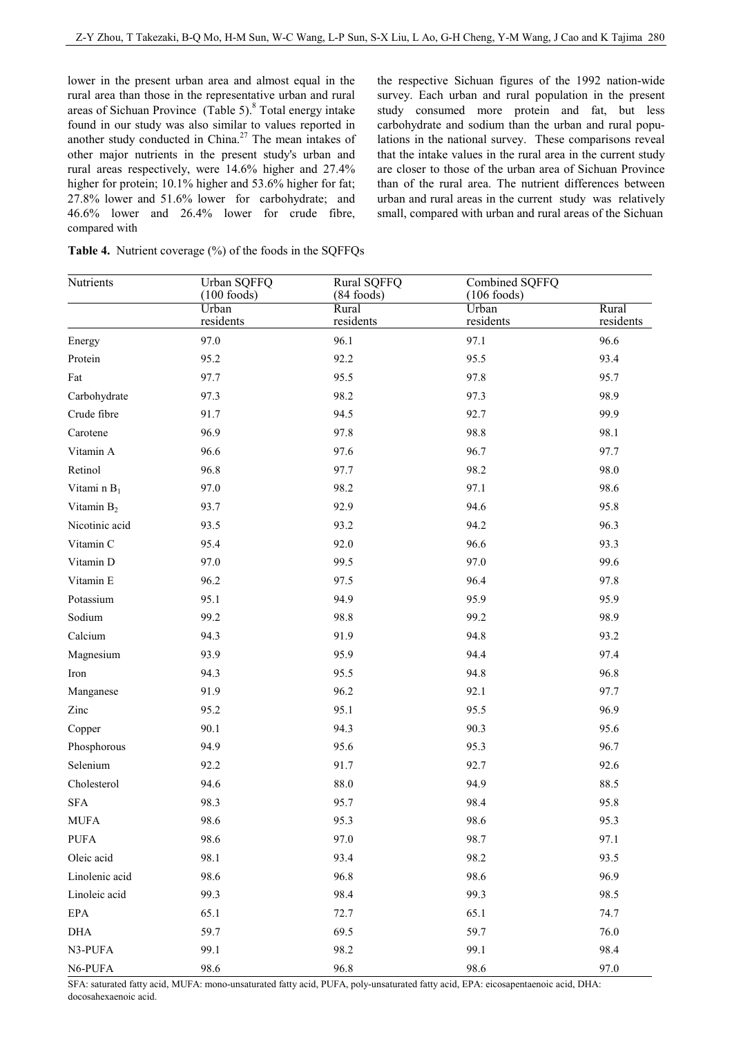lower in the present urban area and almost equal in the rural area than those in the representative urban and rural areas of Sichuan Province (Table 5).[8] Total energy intake found in our study was also similar to values reported in another study conducted in China.[27] The mean intakes of other major nutrients in the present study's urban and rural areas respectively, were 14.6% higher and 27.4% higher for protein; 10.1% higher and 53.6% higher for fat; 27.8% lower and 51.6% lower for carbohydrate; and 46.6% lower and 26.4% lower for crude fibre, compared with the respective Sichuan figures of the 1992 nation-wide survey. Each urban and rural population in the present study consumed more protein and fat, but less carbohydrate and sodium than the urban and rural populations in the national survey. These comparisons reveal that the intake values in the rural area in the current study are closer to those of the urban area of Sichuan Province than of the rural area. The nutrient differences between urban and rural areas in the current study was relatively small, compared with urban and rural areas of the Sichuan

**Table 4.** Nutrient coverage (%) of the foods in the SQFFQs

| Nutrients | Urban SQFFQ (100 foods) | Rural SQFFQ (84 foods) | Combined SQFFQ (106 foods) | |
|---|---|---|---|---|
| | Urban residents | Rural residents | Urban residents | Rural residents |
| Energy | 97.0 | 96.1 | 97.1 | 96.6 |
| Protein | 95.2 | 92.2 | 95.5 | 93.4 |
| Fat | 97.7 | 95.5 | 97.8 | 95.7 |
| Carbohydrate | 97.3 | 98.2 | 97.3 | 98.9 |
| Crude fibre | 91.7 | 94.5 | 92.7 | 99.9 |
| Carotene | 96.9 | 97.8 | 98.8 | 98.1 |
| Vitamin A | 96.6 | 97.6 | 96.7 | 97.7 |
| Retinol | 96.8 | 97.7 | 98.2 | 98.0 |
| Vitami n $B_1$ | 97.0 | 98.2 | 97.1 | 98.6 |
| Vitamin $B_2$ | 93.7 | 92.9 | 94.6 | 95.8 |
| Nicotinic acid | 93.5 | 93.2 | 94.2 | 96.3 |
| Vitamin C | 95.4 | 92.0 | 96.6 | 93.3 |
| Vitamin D | 97.0 | 99.5 | 97.0 | 99.6 |
| Vitamin E | 96.2 | 97.5 | 96.4 | 97.8 |
| Potassium | 95.1 | 94.9 | 95.9 | 95.9 |
| Sodium | 99.2 | 98.8 | 99.2 | 98.9 |
| Calcium | 94.3 | 91.9 | 94.8 | 93.2 |
| Magnesium | 93.9 | 95.9 | 94.4 | 97.4 |
| Iron | 94.3 | 95.5 | 94.8 | 96.8 |
| Manganese | 91.9 | 96.2 | 92.1 | 97.7 |
| Zinc | 95.2 | 95.1 | 95.5 | 96.9 |
| Copper | 90.1 | 94.3 | 90.3 | 95.6 |
| Phosphorous | 94.9 | 95.6 | 95.3 | 96.7 |
| Selenium | 92.2 | 91.7 | 92.7 | 92.6 |
| Cholesterol | 94.6 | 88.0 | 94.9 | 88.5 |
| SFA | 98.3 | 95.7 | 98.4 | 95.8 |
| MUFA | 98.6 | 95.3 | 98.6 | 95.3 |
| PUFA | 98.6 | 97.0 | 98.7 | 97.1 |
| Oleic acid | 98.1 | 93.4 | 98.2 | 93.5 |
| Linolenic acid | 98.6 | 96.8 | 98.6 | 96.9 |
| Linoleic acid | 99.3 | 98.4 | 99.3 | 98.5 |
| EPA | 65.1 | 72.7 | 65.1 | 74.7 |
| DHA | 59.7 | 69.5 | 59.7 | 76.0 |
| N3-PUFA | 99.1 | 98.2 | 99.1 | 98.4 |
| N6-PUFA | 98.6 | 96.8 | 98.6 | 97.0 |

SFA: saturated fatty acid, MUFA: mono-unsaturated fatty acid, PUFA, poly-unsaturated fatty acid, EPA: eicosapentaenoic acid, DHA: docosahexaenoic acid.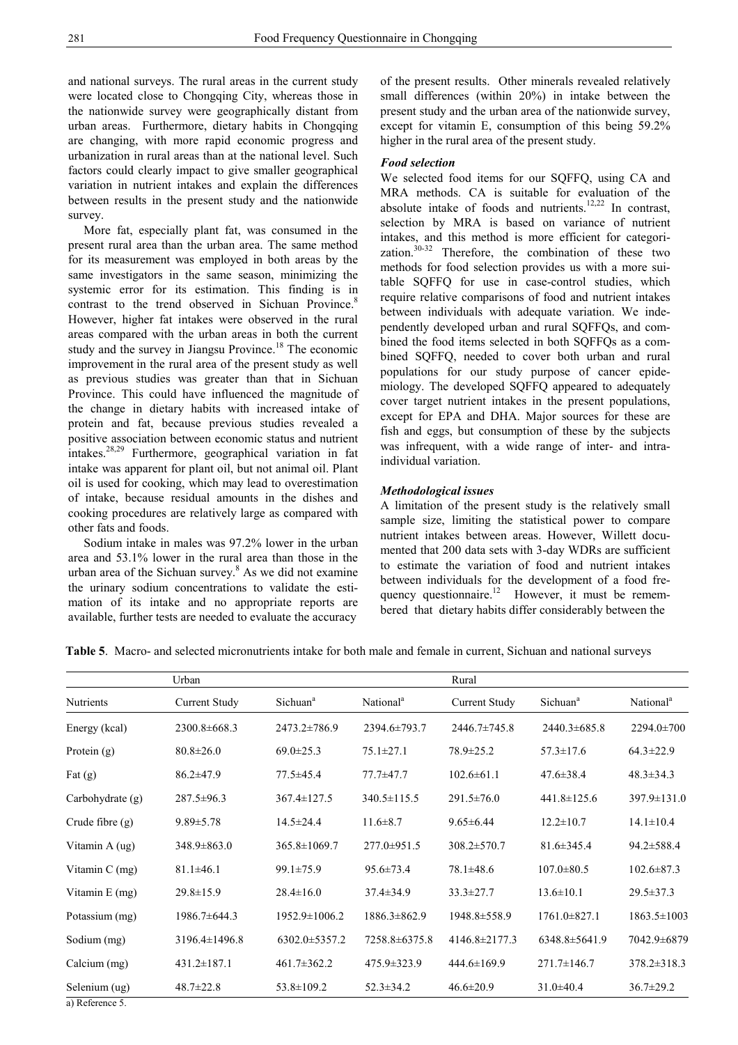and national surveys. The rural areas in the current study were located close to Chongqing City, whereas those in the nationwide survey were geographically distant from urban areas. Furthermore, dietary habits in Chongqing are changing, with more rapid economic progress and urbanization in rural areas than at the national level. Such factors could clearly impact to give smaller geographical variation in nutrient intakes and explain the differences between results in the present study and the nationwide survey.

More fat, especially plant fat, was consumed in the present rural area than the urban area. The same method for its measurement was employed in both areas by the same investigators in the same season, minimizing the systemic error for its estimation. This finding is in contrast to the trend observed in Sichuan Province.[8] However, higher fat intakes were observed in the rural areas compared with the urban areas in both the current study and the survey in Jiangsu Province.[18] The economic improvement in the rural area of the present study as well as previous studies was greater than that in Sichuan Province. This could have influenced the magnitude of the change in dietary habits with increased intake of protein and fat, because previous studies revealed a positive association between economic status and nutrient intakes.[28,29] Furthermore, geographical variation in fat intake was apparent for plant oil, but not animal oil. Plant oil is used for cooking, which may lead to overestimation of intake, because residual amounts in the dishes and cooking procedures are relatively large as compared with other fats and foods.

Sodium intake in males was 97.2% lower in the urban area and 53.1% lower in the rural area than those in the urban area of the Sichuan survey.[8] As we did not examine the urinary sodium concentrations to validate the estimation of its intake and no appropriate reports are available, further tests are needed to evaluate the accuracy of the present results. Other minerals revealed relatively small differences (within 20%) in intake between the present study and the urban area of the nationwide survey, except for vitamin E, consumption of this being 59.2% higher in the rural area of the present study.

### *Food selection*

We selected food items for our SQFFQ, using CA and MRA methods. CA is suitable for evaluation of the absolute intake of foods and nutrients.[12,22] In contrast, selection by MRA is based on variance of nutrient intakes, and this method is more efficient for categorization.[30-32] Therefore, the combination of these two methods for food selection provides us with a more suitable SQFFQ for use in case-control studies, which require relative comparisons of food and nutrient intakes between individuals with adequate variation. We independently developed urban and rural SQFFQs, and combined the food items selected in both SQFFQs as a combined SQFFQ, needed to cover both urban and rural populations for our study purpose of cancer epidemiology. The developed SQFFQ appeared to adequately cover target nutrient intakes in the present populations, except for EPA and DHA. Major sources for these are fish and eggs, but consumption of these by the subjects was infrequent, with a wide range of inter- and intra-individual variation.

### *Methodological issues*

A limitation of the present study is the relatively small sample size, limiting the statistical power to compare nutrient intakes between areas. However, Willett documented that 200 data sets with 3-day WDRs are sufficient to estimate the variation of food and nutrient intakes between individuals for the development of a food frequency questionnaire.[12] However, it must be remembered that dietary habits differ considerably between the

**Table 5**. Macro- and selected micronutrients intake for both male and female in current, Sichuan and national surveys

| | Urban | | | Rural | | |
|---|---|---|---|---|---|---|
| Nutrients | Current Study | Sichuan[a] | National[a] | Current Study | Sichuan[a] | National[a] |
| Energy (kcal) | 2300.8±668.3 | 2473.2±786.9 | 2394.6±793.7 | 2446.7±745.8 | 2440.3±685.8 | 2294.0±700 |
| Protein (g) | 80.8±26.0 | 69.0±25.3 | 75.1±27.1 | 78.9±25.2 | 57.3±17.6 | 64.3±22.9 |
| Fat (g) | 86.2±47.9 | 77.5±45.4 | 77.7±47.7 | 102.6±61.1 | 47.6±38.4 | 48.3±34.3 |
| Carbohydrate (g) | 287.5±96.3 | 367.4±127.5 | 340.5±115.5 | 291.5±76.0 | 441.8±125.6 | 397.9±131.0 |
| Crude fibre (g) | 9.89±5.78 | 14.5±24.4 | 11.6±8.7 | 9.65±6.44 | 12.2±10.7 | 14.1±10.4 |
| Vitamin A (ug) | 348.9±863.0 | 365.8±1069.7 | 277.0±951.5 | 308.2±570.7 | 81.6±345.4 | 94.2±588.4 |
| Vitamin C (mg) | 81.1±46.1 | 99.1±75.9 | 95.6±73.4 | 78.1±48.6 | 107.0±80.5 | 102.6±87.3 |
| Vitamin E (mg) | 29.8±15.9 | 28.4±16.0 | 37.4±34.9 | 33.3±27.7 | 13.6±10.1 | 29.5±37.3 |
| Potassium (mg) | 1986.7±644.3 | 1952.9±1006.2 | 1886.3±862.9 | 1948.8±558.9 | 1761.0±827.1 | 1863.5±1003 |
| Sodium (mg) | 3196.4±1496.8 | 6302.0±5357.2 | 7258.8±6375.8 | 4146.8±2177.3 | 6348.8±5641.9 | 7042.9±6879 |
| Calcium (mg) | 431.2±187.1 | 461.7±362.2 | 475.9±323.9 | 444.6±169.9 | 271.7±146.7 | 378.2±318.3 |
| Selenium (ug) | 48.7±22.8 | 53.8±109.2 | 52.3±34.2 | 46.6±20.9 | 31.0±40.4 | 36.7±29.2 |

a) Reference 5.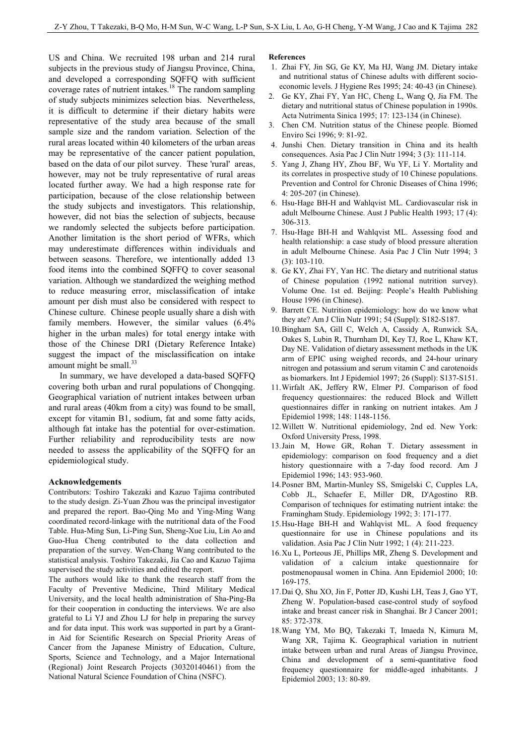US and China. We recruited 198 urban and 214 rural subjects in the previous study of Jiangsu Province, China, and developed a corresponding SQFFQ with sufficient coverage rates of nutrient intakes.[18] The random sampling of study subjects minimizes selection bias. Nevertheless, it is difficult to determine if their dietary habits were representative of the study area because of the small sample size and the random variation. Selection of the rural areas located within 40 kilometers of the urban areas may be representative of the cancer patient population, based on the data of our pilot survey. These 'rural' areas, however, may not be truly representative of rural areas located further away. We had a high response rate for participation, because of the close relationship between the study subjects and investigators. This relationship, however, did not bias the selection of subjects, because we randomly selected the subjects before participation. Another limitation is the short period of WFRs, which may underestimate differences within individuals and between seasons. Therefore, we intentionally added 13 food items into the combined SQFFQ to cover seasonal variation. Although we standardized the weighing method to reduce measuring error, misclassification of intake amount per dish must also be considered with respect to Chinese culture. Chinese people usually share a dish with family members. However, the similar values (6.4% higher in the urban males) for total energy intake with those of the Chinese DRI (Dietary Reference Intake) suggest the impact of the misclassification on intake amount might be small.[33]

In summary, we have developed a data-based SQFFQ covering both urban and rural populations of Chongqing. Geographical variation of nutrient intakes between urban and rural areas (40km from a city) was found to be small, except for vitamin B1, sodium, fat and some fatty acids, although fat intake has the potential for over-estimation. Further reliability and reproducibility tests are now needed to assess the applicability of the SQFFQ for an epidemiological study.

## Acknowledgements

Contributors: Toshiro Takezaki and Kazuo Tajima contributed to the study design. Zi-Yuan Zhou was the principal investigator and prepared the report. Bao-Qing Mo and Ying-Ming Wang coordinated record-linkage with the nutritional data of the Food Table. Hua-Ming Sun, Li-Ping Sun, Sheng-Xue Liu, Lin Ao and Guo-Hua Cheng contributed to the data collection and preparation of the survey. Wen-Chang Wang contributed to the statistical analysis. Toshiro Takezaki, Jia Cao and Kazuo Tajima supervised the study activities and edited the report.

The authors would like to thank the research staff from the Faculty of Preventive Medicine, Third Military Medical University, and the local health administration of Sha-Ping-Ba for their cooperation in conducting the interviews. We are also grateful to Li YJ and Zhou LJ for help in preparing the survey and for data input. This work was supported in part by a Grant-in Aid for Scientific Research on Special Priority Areas of Cancer from the Japanese Ministry of Education, Culture, Sports, Science and Technology, and a Major International (Regional) Joint Research Projects (30320140461) from the National Natural Science Foundation of China (NSFC).

## References

1. Zhai FY, Jin SG, Ge KY, Ma HJ, Wang JM. Dietary intake and nutritional status of Chinese adults with different socio-economic levels. J Hygiene Res 1995; 24: 40-43 (in Chinese).
2. Ge KY, Zhai FY, Yan HC, Cheng L, Wang Q, Jia FM. The dietary and nutritional status of Chinese population in 1990s. Acta Nutrimenta Sinica 1995; 17: 123-134 (in Chinese).
3. Chen CM. Nutrition status of the Chinese people. Biomed Enviro Sci 1996; 9: 81-92.
4. Junshi Chen. Dietary transition in China and its health consequences. Asia Pac J Clin Nutr 1994; 3 (3): 111-114.
5. Yang J, Zhang HY, Zhou BF, Wu YF, Li Y. Mortality and its correlates in prospective study of 10 Chinese populations. Prevention and Control for Chronic Diseases of China 1996; 4: 205-207 (in Chinese).
6. Hsu-Hage BH-H and Wahlqvist ML. Cardiovascular risk in adult Melbourne Chinese. Aust J Public Health 1993; 17 (4): 306-313.
7. Hsu-Hage BH-H and Wahlqvist ML. Assessing food and health relationship: a case study of blood pressure alteration in adult Melbourne Chinese. Asia Pac J Clin Nutr 1994; 3 (3): 103-110.
8. Ge KY, Zhai FY, Yan HC. The dietary and nutritional status of Chinese population (1992 national nutrition survey). Volume One. 1st ed. Beijing: People's Health Publishing House 1996 (in Chinese).
9. Barrett CE. Nutrition epidemiology: how do we know what they ate? Am J Clin Nutr 1991; 54 (Suppl): S182-S187.
10. Bingham SA, Gill C, Welch A, Cassidy A, Runwick SA, Oakes S, Lubin R, Thurnham DI, Key TJ, Roe L, Khaw KT, Day NE. Validation of dietary assessment methods in the UK arm of EPIC using weighed records, and 24-hour urinary nitrogen and potassium and serum vitamin C and carotenoids as biomarkers. Int J Epidemiol 1997; 26 (Suppl): S137-S151.
11. Wirfalt AK, Jeffery RW, Elmer PJ. Comparison of food frequency questionnaires: the reduced Block and Willett questionnaires differ in ranking on nutrient intakes. Am J Epidemiol 1998; 148: 1148-1156.
12. Willett W. Nutritional epidemiology, 2nd ed. New York: Oxford University Press, 1998.
13. Jain M, Howe GR, Rohan T. Dietary assessment in epidemiology: comparison on food frequency and a diet history questionnaire with a 7-day food record. Am J Epidemiol 1996; 143: 953-960.
14. Posner BM, Martin-Munley SS, Smigelski C, Cupples LA, Cobb JL, Schaefer E, Miller DR, D'Agostino RB. Comparison of techniques for estimating nutrient intake: the Framingham Study. Epidemiology 1992; 3: 171-177.
15. Hsu-Hage BH-H and Wahlqvist ML. A food frequency questionnaire for use in Chinese populations and its validation. Asia Pac J Clin Nutr 1992; 1 (4): 211-223.
16. Xu L, Porteous JE, Phillips MR, Zheng S. Development and validation of a calcium intake questionnaire for postmenopausal women in China. Ann Epidemiol 2000; 10: 169-175.
17. Dai Q, Shu XO, Jin F, Potter JD, Kushi LH, Teas J, Gao YT, Zheng W. Population-based case-control study of soyfood intake and breast cancer risk in Shanghai. Br J Cancer 2001; 85: 372-378.
18. Wang YM, Mo BQ, Takezaki T, Imaeda N, Kimura M, Wang XR, Tajima K. Geographical variation in nutrient intake between urban and rural Areas of Jiangsu Province, China and development of a semi-quantitative food frequency questionnaire for middle-aged inhabitants. J Epidemiol 2003; 13: 80-89.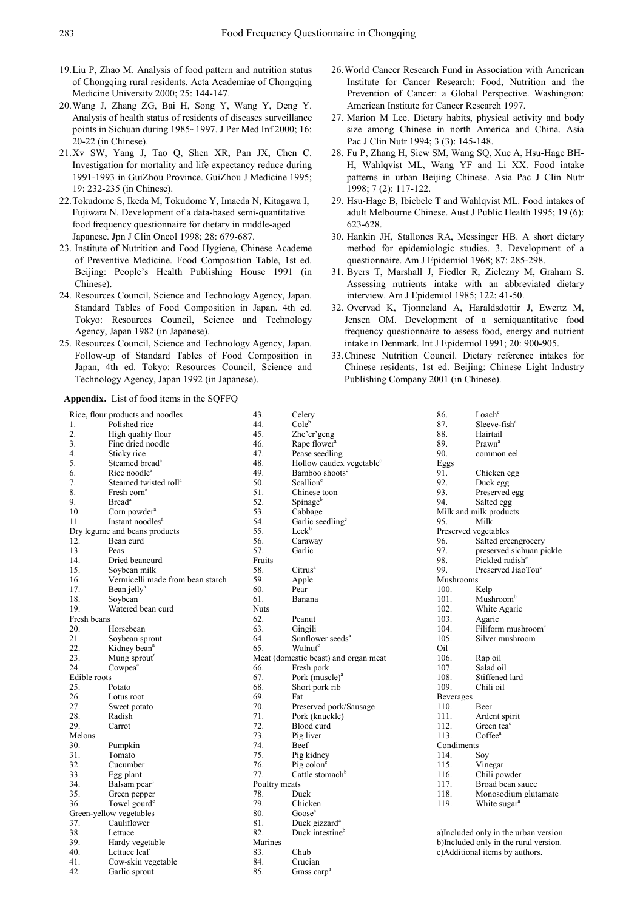19. Liu P, Zhao M. Analysis of food pattern and nutrition status of Chongqing rural residents. Acta Academiae of Chongqing Medicine University 2000; 25: 144-147.
20. Wang J, Zhang ZG, Bai H, Song Y, Wang Y, Deng Y. Analysis of health status of residents of diseases surveillance points in Sichuan during 1985~1997. J Per Med Inf 2000; 16: 20-22 (in Chinese).
21. Xv SW, Yang J, Tao Q, Shen XR, Pan JX, Chen C. Investigation for mortality and life expectancy reduce during 1991-1993 in GuiZhou Province. GuiZhou J Medicine 1995; 19: 232-235 (in Chinese).
22. Tokudome S, Ikeda M, Tokudome Y, Imaeda N, Kitagawa I, Fujiwara N. Development of a data-based semi-quantitative food frequency questionnaire for dietary in middle-aged Japanese. Jpn J Clin Oncol 1998; 28: 679-687.
23. Institute of Nutrition and Food Hygiene, Chinese Academe of Preventive Medicine. Food Composition Table, 1st ed. Beijing: People's Health Publishing House 1991 (in Chinese).
24. Resources Council, Science and Technology Agency, Japan. Standard Tables of Food Composition in Japan. 4th ed. Tokyo: Resources Council, Science and Technology Agency, Japan 1982 (in Japanese).
25. Resources Council, Science and Technology Agency, Japan. Follow-up of Standard Tables of Food Composition in Japan, 4th ed. Tokyo: Resources Council, Science and Technology Agency, Japan 1992 (in Japanese).
26. World Cancer Research Fund in Association with American Institute for Cancer Research: Food, Nutrition and the Prevention of Cancer: a Global Perspective. Washington: American Institute for Cancer Research 1997.
27. Marion M Lee. Dietary habits, physical activity and body size among Chinese in north America and China. Asia Pac J Clin Nutr 1994; 3 (3): 145-148.
28. Fu P, Zhang H, Siew SM, Wang SQ, Xue A, Hsu-Hage BH-H, Wahlqvist ML, Wang YF and Li XX. Food intake patterns in urban Beijing Chinese. Asia Pac J Clin Nutr 1998; 7 (2): 117-122.
29. Hsu-Hage B, Ibiebele T and Wahlqvist ML. Food intakes of adult Melbourne Chinese. Aust J Public Health 1995; 19 (6): 623-628.
30. Hankin JH, Stallones RA, Messinger HB. A short dietary method for epidemiologic studies. 3. Development of a questionnaire. Am J Epidemiol 1968; 87: 285-298.
31. Byers T, Marshall J, Fiedler R, Zielezny M, Graham S. Assessing nutrients intake with an abbreviated dietary interview. Am J Epidemiol 1985; 122: 41-50.
32. Overvad K, Tjonneland A, Haraldsdottir J, Ewertz M, Jensen OM. Development of a semiquantitative food frequency questionnaire to assess food, energy and nutrient intake in Denmark. Int J Epidemiol 1991; 20: 900-905.
33. Chinese Nutrition Council. Dietary reference intakes for Chinese residents, 1st ed. Beijing: Chinese Light Industry Publishing Company 2001 (in Chinese).

**Appendix.** List of food items in the SQFFQ

Rice, flour products and noodles
1. Polished rice
2. High quality flour
3. Fine dried noodle
4. Sticky rice
5. Steamed bread[a]
6. Rice noodle[a]
7. Steamed twisted roll[a]
8. Fresh corn[a]
9. Bread[a]
10. Corn powder[a]
11. Instant noodles[a]

Dry legume and beans products
12. Bean curd
13. Peas
14. Dried beancurd
15. Soybean milk
16. Vermicelli made from bean starch
17. Bean jelly[a]
18. Soybean
19. Watered bean curd

Fresh beans
20. Horsebean
21. Soybean sprout
22. Kidney bean[a]
23. Mung sprout[a]
24. Cowpea[a]

Edible roots
25. Potato
26. Lotus root
27. Sweet potato
28. Radish
29. Carrot

Melons
30. Pumpkin
31. Tomato
32. Cucumber
33. Egg plant
34. Balsam pear[c]
35. Green pepper
36. Towel gourd[c]

Green-yellow vegetables
37. Cauliflower
38. Lettuce
39. Hardy vegetable
40. Lettuce leaf
41. Cow-skin vegetable
42. Garlic sprout
43. Celery
44. Cole[b]
45. Zhe'er'geng
46. Rape flower[a]
47. Pease seedling
48. Hollow caudex vegetable[c]
49. Bamboo shoots[c]
50. Scallion[c]
51. Chinese toon
52. Spinage[b]
53. Cabbage
54. Garlic seedling[c]
55. Leek[b]
56. Caraway
57. Garlic

Fruits
58. Citrus[a]
59. Apple
60. Pear
61. Banana

Nuts
62. Peanut
63. Gingili
64. Sunflower seeds[a]
65. Walnut[c]

Meat (domestic beast) and organ meat
66. Fresh pork
67. Pork (muscle)[a]
68. Short pork rib
69. Fat
70. Preserved pork/Sausage
71. Pork (knuckle)
72. Blood curd
73. Pig liver
74. Beef
75. Pig kidney
76. Pig colon[c]
77. Cattle stomach[b]

Poultry meats
78. Duck
79. Chicken
80. Goose[a]
81. Duck gizzard[a]
82. Duck intestine[b]

Marines
83. Chub
84. Crucian
85. Grass carp[a]
86. Loach[c]
87. Sleeve-fish[a]
88. Hairtail
89. Prawn[a]
90. common eel

Eggs
91. Chicken egg
92. Duck egg
93. Preserved egg
94. Salted egg

Milk and milk products
95. Milk

Preserved vegetables
96. Salted greengrocery
97. preserved sichuan pickle
98. Pickled radish[c]
99. Preserved JiaoTou[c]

Mushrooms
100. Kelp
101. Mushroom[b]
102. White Agaric
103. Agaric
104. Filiform mushroom[c]
105. Silver mushroom

Oil
106. Rap oil
107. Salad oil
108. Stiffened lard
109. Chili oil

Beverages
110. Beer
111. Ardent spirit
112. Green tea[c]
113. Coffee[a]

Condiments
114. Soy
115. Vinegar
116. Chili powder
117. Broad bean sauce
118. Monosodium glutamate
119. White sugar[a]

a)Included only in the urban version.
b)Included only in the rural version.
c)Additional items by authors.